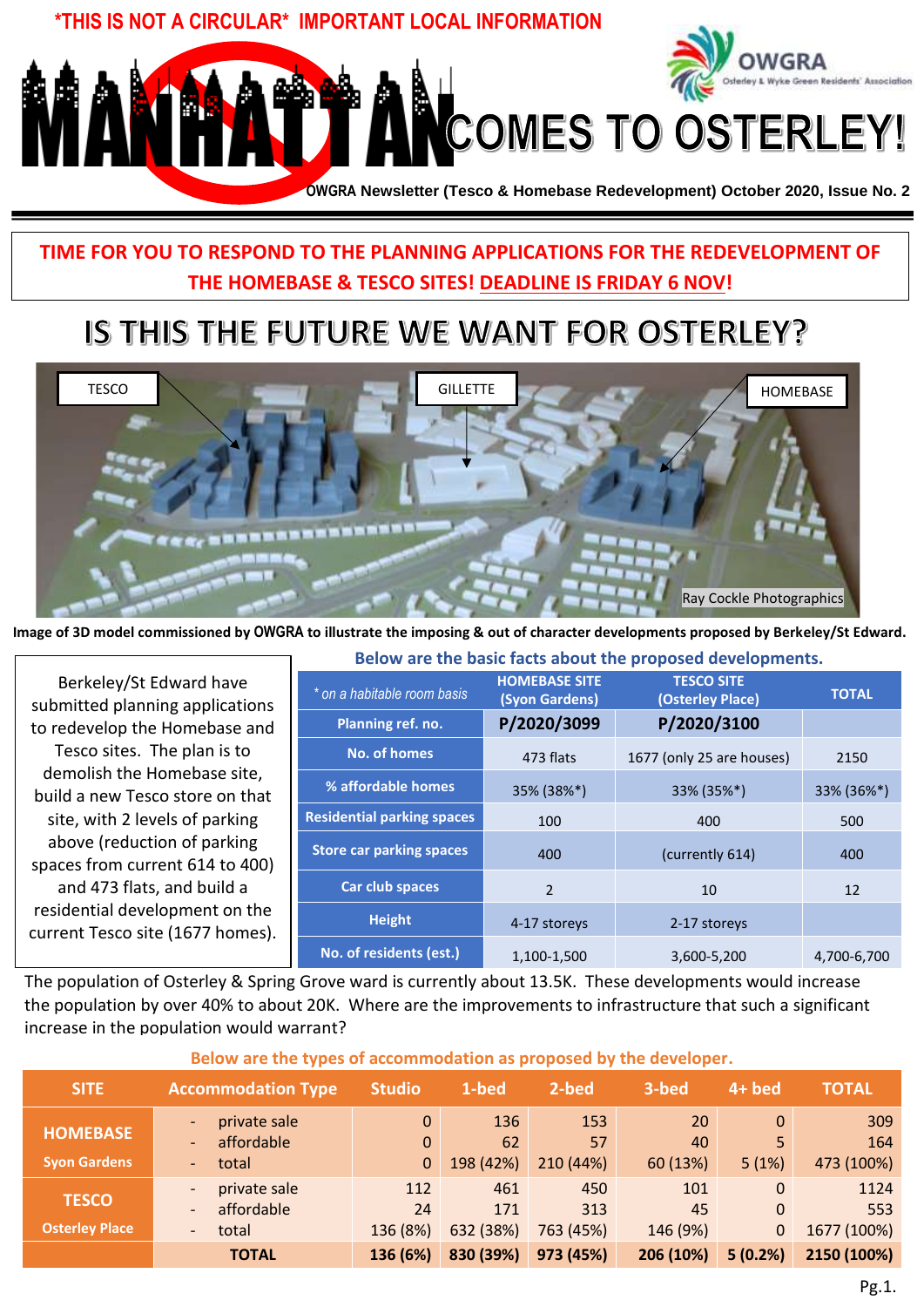*THIS IS NOT A CIRCULAR* IMPORTANT LOCAL INFORMATION

# MANHATTAN COMES TO OSTERLEY!

OWGRA Osterley & Wyke Green Residents' Association

**OWGRA Newsletter (Tesco & Homebase Redevelopment) October 2020, Issue No. 2**

**TIME FOR YOU TO RESPOND TO THE PLANNING APPLICATIONS FOR THE REDEVELOPMENT OF THE HOMEBASE & TESCO SITES! DEADLINE IS FRIDAY 6 NOV!**

## IS THIS THE FUTURE WE WANT FOR OSTERLEY?

TESCO | GILLETTE | HOMEBASE

Ray Cockle Photographics

**Image of 3D model commissioned by OWGRA to illustrate the imposing & out of character developments proposed by Berkeley/St Edward.**

Berkeley/St Edward have submitted planning applications to redevelop the Homebase and Tesco sites. The plan is to demolish the Homebase site, build a new Tesco store on that site, with 2 levels of parking above (reduction of parking spaces from current 614 to 400) and 473 flats, and build a residential development on the current Tesco site (1677 homes).

**Below are the basic facts about the proposed developments.**

| *\* on a habitable room basis* | HOMEBASE SITE (Syon Gardens) | TESCO SITE (Osterley Place) | TOTAL |
|---|---|---|---|
| Planning ref. no. | **P/2020/3099** | **P/2020/3100** | |
| No. of homes | 473 flats | 1677 (only 25 are houses) | 2150 |
| % affordable homes | 35% (38%*) | 33% (35%*) | 33% (36%*) |
| Residential parking spaces | 100 | 400 | 500 |
| Store car parking spaces | 400 | (currently 614) | 400 |
| Car club spaces | 2 | 10 | 12 |
| Height | 4-17 storeys | 2-17 storeys | |
| No. of residents (est.) | 1,100-1,500 | 3,600-5,200 | 4,700-6,700 |

The population of Osterley & Spring Grove ward is currently about 13.5K. These developments would increase the population by over 40% to about 20K. Where are the improvements to infrastructure that such a significant increase in the population would warrant?

**Below are the types of accommodation as proposed by the developer.**

| SITE | Accommodation Type | Studio | 1-bed | 2-bed | 3-bed | 4+ bed | TOTAL |
|---|---|---|---|---|---|---|---|
| **HOMEBASE** Syon Gardens | - private sale | 0 | 136 | 153 | 20 | 0 | 309 |
| | - affordable | 0 | 62 | 57 | 40 | 5 | 164 |
| | - total | 0 | 198 (42%) | 210 (44%) | 60 (13%) | 5 (1%) | 473 (100%) |
| **TESCO** Osterley Place | - private sale | 112 | 461 | 450 | 101 | 0 | 1124 |
| | - affordable | 24 | 171 | 313 | 45 | 0 | 553 |
| | - total | 136 (8%) | 632 (38%) | 763 (45%) | 146 (9%) | 0 | 1677 (100%) |
| | **TOTAL** | **136 (6%)** | **830 (39%)** | **973 (45%)** | **206 (10%)** | **5 (0.2%)** | **2150 (100%)** |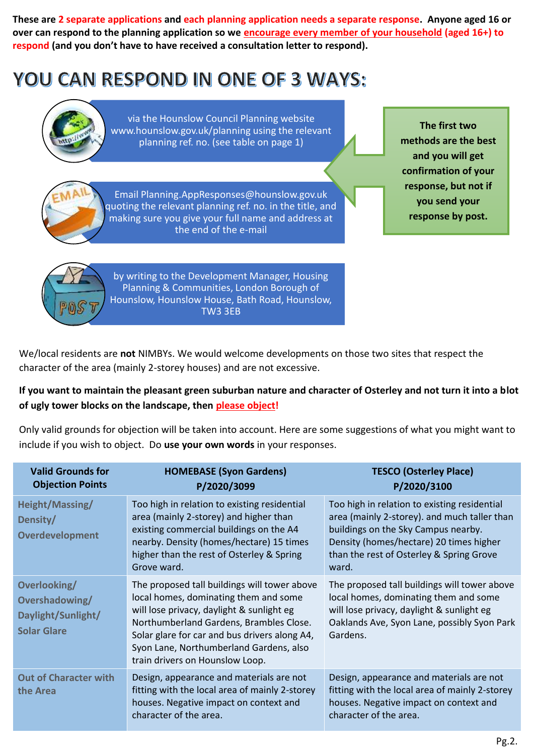**These are 2 separate applications and each planning application needs a separate response. Anyone aged 16 or over can respond to the planning application so we encourage every member of your household (aged 16+) to respond (and you don't have to have received a consultation letter to respond).**

# YOU CAN RESPOND IN ONE OF 3 WAYS:

via the Hounslow Council Planning website www.hounslow.gov.uk/planning using the relevant planning ref. no. (see table on page 1)

Email Planning.AppResponses@hounslow.gov.uk quoting the relevant planning ref. no. in the title, and making sure you give your full name and address at the end of the e-mail

by writing to the Development Manager, Housing Planning & Communities, London Borough of Hounslow, Hounslow House, Bath Road, Hounslow, TW3 3EB

**The first two methods are the best and you will get confirmation of your response, but not if you send your response by post.**

We/local residents are **not** NIMBYs. We would welcome developments on those two sites that respect the character of the area (mainly 2-storey houses) and are not excessive.

**If you want to maintain the pleasant green suburban nature and character of Osterley and not turn it into a blot of ugly tower blocks on the landscape, then please object!**

Only valid grounds for objection will be taken into account. Here are some suggestions of what you might want to include if you wish to object. Do **use your own words** in your responses.

| Valid Grounds for Objection Points | HOMEBASE (Syon Gardens) P/2020/3099 | TESCO (Osterley Place) P/2020/3100 |
|---|---|---|
| Height/Massing/ Density/ Overdevelopment | Too high in relation to existing residential area (mainly 2-storey) and higher than existing commercial buildings on the A4 nearby. Density (homes/hectare) 15 times higher than the rest of Osterley & Spring Grove ward. | Too high in relation to existing residential area (mainly 2-storey). and much taller than buildings on the Sky Campus nearby. Density (homes/hectare) 20 times higher than the rest of Osterley & Spring Grove ward. |
| Overlooking/ Overshadowing/ Daylight/Sunlight/ Solar Glare | The proposed tall buildings will tower above local homes, dominating them and some will lose privacy, daylight & sunlight eg Northumberland Gardens, Brambles Close. Solar glare for car and bus drivers along A4, Syon Lane, Northumberland Gardens, also train drivers on Hounslow Loop. | The proposed tall buildings will tower above local homes, dominating them and some will lose privacy, daylight & sunlight eg Oaklands Ave, Syon Lane, possibly Syon Park Gardens. |
| Out of Character with the Area | Design, appearance and materials are not fitting with the local area of mainly 2-storey houses. Negative impact on context and character of the area. | Design, appearance and materials are not fitting with the local area of mainly 2-storey houses. Negative impact on context and character of the area. |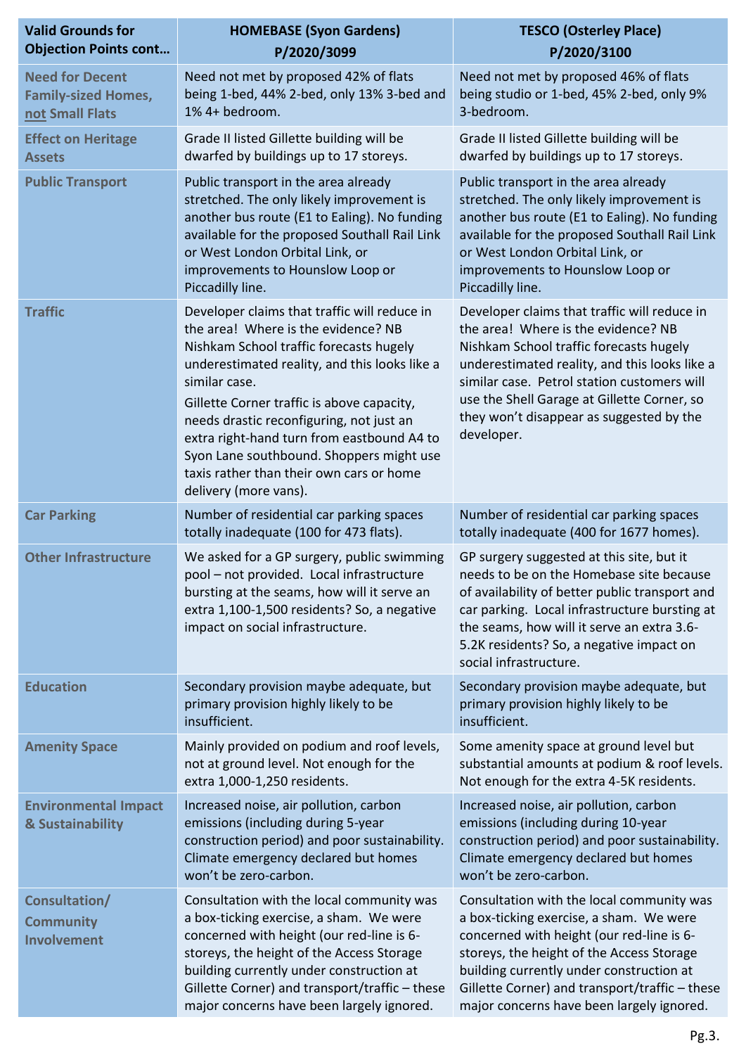| Valid Grounds for Objection Points cont… | HOMEBASE (Syon Gardens) P/2020/3099 | TESCO (Osterley Place) P/2020/3100 |
|---|---|---|
| **Need for Decent Family-sized Homes, not Small Flats** | Need not met by proposed 42% of flats being 1-bed, 44% 2-bed, only 13% 3-bed and 1% 4+ bedroom. | Need not met by proposed 46% of flats being studio or 1-bed, 45% 2-bed, only 9% 3-bedroom. |
| **Effect on Heritage Assets** | Grade II listed Gillette building will be dwarfed by buildings up to 17 storeys. | Grade II listed Gillette building will be dwarfed by buildings up to 17 storeys. |
| **Public Transport** | Public transport in the area already stretched. The only likely improvement is another bus route (E1 to Ealing). No funding available for the proposed Southall Rail Link or West London Orbital Link, or improvements to Hounslow Loop or Piccadilly line. | Public transport in the area already stretched. The only likely improvement is another bus route (E1 to Ealing). No funding available for the proposed Southall Rail Link or West London Orbital Link, or improvements to Hounslow Loop or Piccadilly line. |
| **Traffic** | Developer claims that traffic will reduce in the area! Where is the evidence? NB Nishkam School traffic forecasts hugely underestimated reality, and this looks like a similar case. Gillette Corner traffic is above capacity, needs drastic reconfiguring, not just an extra right-hand turn from eastbound A4 to Syon Lane southbound. Shoppers might use taxis rather than their own cars or home delivery (more vans). | Developer claims that traffic will reduce in the area! Where is the evidence? NB Nishkam School traffic forecasts hugely underestimated reality, and this looks like a similar case. Petrol station customers will use the Shell Garage at Gillette Corner, so they won't disappear as suggested by the developer. |
| **Car Parking** | Number of residential car parking spaces totally inadequate (100 for 473 flats). | Number of residential car parking spaces totally inadequate (400 for 1677 homes). |
| **Other Infrastructure** | We asked for a GP surgery, public swimming pool – not provided. Local infrastructure bursting at the seams, how will it serve an extra 1,100-1,500 residents? So, a negative impact on social infrastructure. | GP surgery suggested at this site, but it needs to be on the Homebase site because of availability of better public transport and car parking. Local infrastructure bursting at the seams, how will it serve an extra 3.6-5.2K residents? So, a negative impact on social infrastructure. |
| **Education** | Secondary provision maybe adequate, but primary provision highly likely to be insufficient. | Secondary provision maybe adequate, but primary provision highly likely to be insufficient. |
| **Amenity Space** | Mainly provided on podium and roof levels, not at ground level. Not enough for the extra 1,000-1,250 residents. | Some amenity space at ground level but substantial amounts at podium & roof levels. Not enough for the extra 4-5K residents. |
| **Environmental Impact & Sustainability** | Increased noise, air pollution, carbon emissions (including during 5-year construction period) and poor sustainability. Climate emergency declared but homes won't be zero-carbon. | Increased noise, air pollution, carbon emissions (including during 10-year construction period) and poor sustainability. Climate emergency declared but homes won't be zero-carbon. |
| **Consultation/ Community Involvement** | Consultation with the local community was a box-ticking exercise, a sham. We were concerned with height (our red-line is 6-storeys, the height of the Access Storage building currently under construction at Gillette Corner) and transport/traffic – these major concerns have been largely ignored. | Consultation with the local community was a box-ticking exercise, a sham. We were concerned with height (our red-line is 6-storeys, the height of the Access Storage building currently under construction at Gillette Corner) and transport/traffic – these major concerns have been largely ignored. |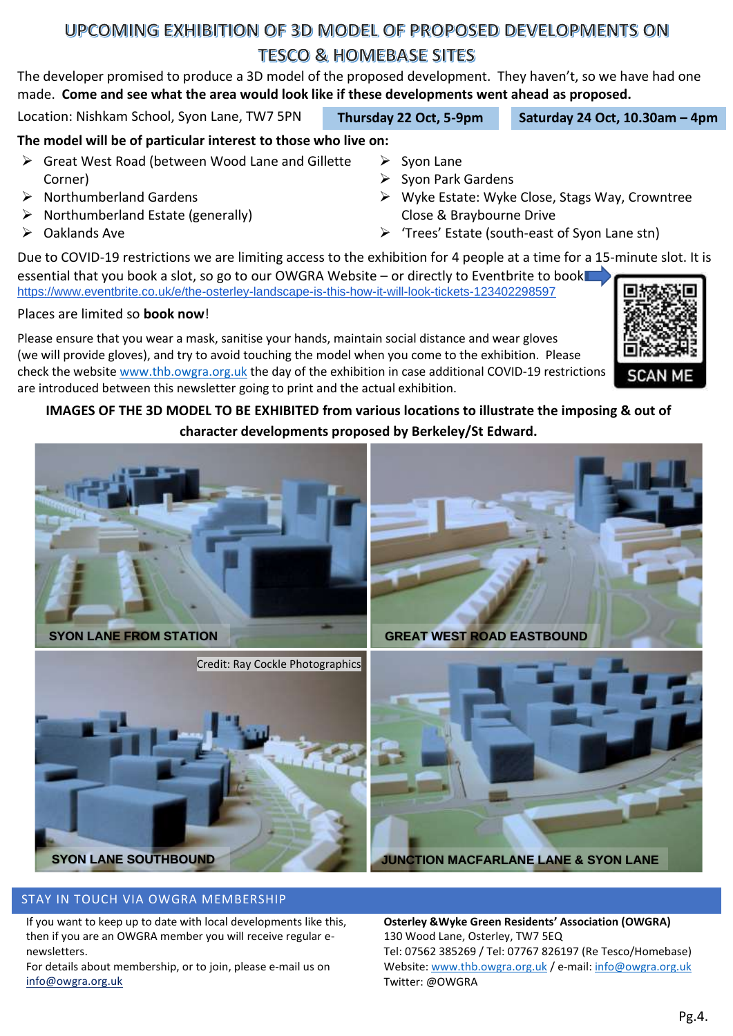# UPCOMING EXHIBITION OF 3D MODEL OF PROPOSED DEVELOPMENTS ON TESCO & HOMEBASE SITES

The developer promised to produce a 3D model of the proposed development. They haven't, so we have had one made. **Come and see what the area would look like if these developments went ahead as proposed.**

Location: Nishkam School, Syon Lane, TW7 5PN **Thursday 22 Oct, 5-9pm** **Saturday 24 Oct, 10.30am – 4pm**

**The model will be of particular interest to those who live on:**

- Great West Road (between Wood Lane and Gillette Corner)
- Northumberland Gardens
- Northumberland Estate (generally)
- Oaklands Ave
- Syon Lane
- Syon Park Gardens
- Wyke Estate: Wyke Close, Stags Way, Crowntree Close & Braybourne Drive
- 'Trees' Estate (south-east of Syon Lane stn)

Due to COVID-19 restrictions we are limiting access to the exhibition for 4 people at a time for a 15-minute slot. It is essential that you book a slot, so go to our OWGRA Website – or directly to Eventbrite to book
https://www.eventbrite.co.uk/e/the-osterley-landscape-is-this-how-it-will-look-tickets-123402298597

SCAN ME

Places are limited so **book now**!

Please ensure that you wear a mask, sanitise your hands, maintain social distance and wear gloves (we will provide gloves), and try to avoid touching the model when you come to the exhibition. Please check the website www.thb.owgra.org.uk the day of the exhibition in case additional COVID-19 restrictions are introduced between this newsletter going to print and the actual exhibition.

**IMAGES OF THE 3D MODEL TO BE EXHIBITED from various locations to illustrate the imposing & out of character developments proposed by Berkeley/St Edward.**

SYON LANE FROM STATION

GREAT WEST ROAD EASTBOUND

Credit: Ray Cockle Photographics

SYON LANE SOUTHBOUND

JUNCTION MACFARLANE LANE & SYON LANE

## STAY IN TOUCH VIA OWGRA MEMBERSHIP

If you want to keep up to date with local developments like this, then if you are an OWGRA member you will receive regular e-newsletters.
For details about membership, or to join, please e-mail us on info@owgra.org.uk

**Osterley &Wyke Green Residents' Association (OWGRA)**
130 Wood Lane, Osterley, TW7 5EQ
Tel: 07562 385269 / Tel: 07767 826197 (Re Tesco/Homebase)
Website: www.thb.owgra.org.uk / e-mail: info@owgra.org.uk
Twitter: @OWGRA